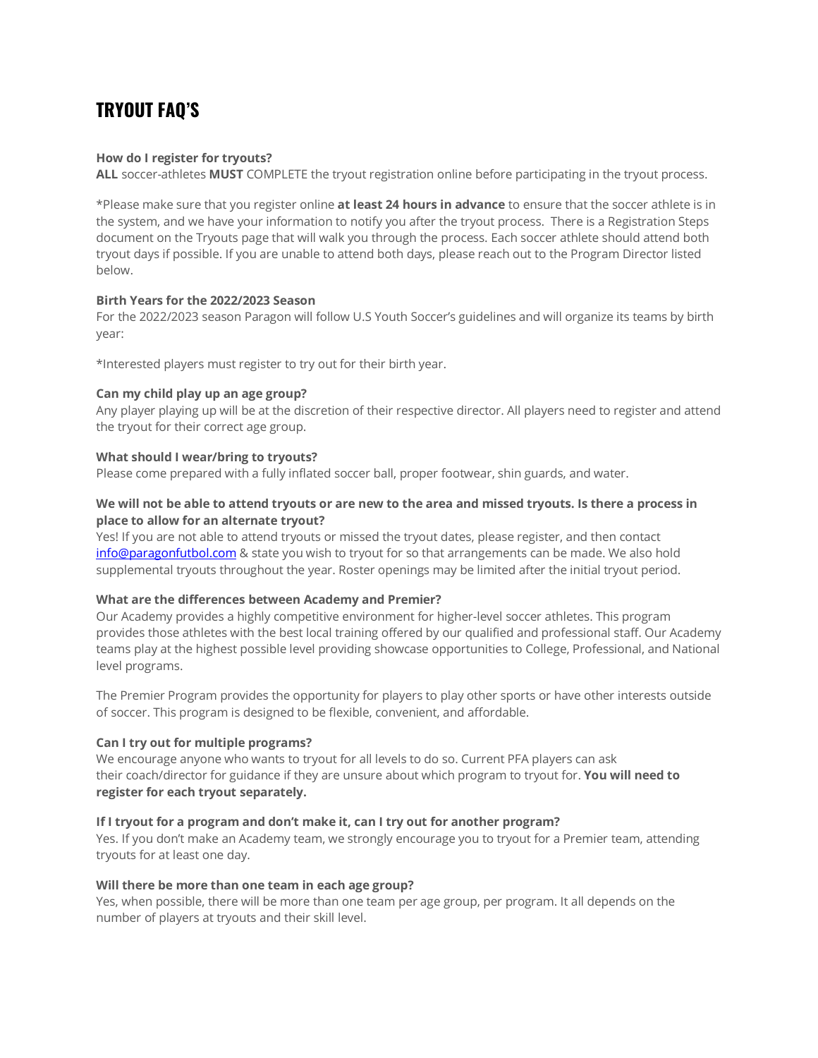# TRYOUT FAQ'S

**How do I register for tryouts?**
**ALL** soccer-athletes **MUST** COMPLETE the tryout registration online before participating in the tryout process.

*Please make sure that you register online **at least 24 hours in advance** to ensure that the soccer athlete is in the system, and we have your information to notify you after the tryout process. There is a Registration Steps document on the Tryouts page that will walk you through the process. Each soccer athlete should attend both tryout days if possible. If you are unable to attend both days, please reach out to the Program Director listed below.

**Birth Years for the 2022/2023 Season**
For the 2022/2023 season Paragon will follow U.S Youth Soccer's guidelines and will organize its teams by birth year:

*Interested players must register to try out for their birth year.

**Can my child play up an age group?**
Any player playing up will be at the discretion of their respective director. All players need to register and attend the tryout for their correct age group.

**What should I wear/bring to tryouts?**
Please come prepared with a fully inflated soccer ball, proper footwear, shin guards, and water.

**We will not be able to attend tryouts or are new to the area and missed tryouts. Is there a process in place to allow for an alternate tryout?**
Yes! If you are not able to attend tryouts or missed the tryout dates, please register, and then contact [info@paragonfutbol.com](mailto:info@paragonfutbol.com) & state you wish to tryout for so that arrangements can be made. We also hold supplemental tryouts throughout the year. Roster openings may be limited after the initial tryout period.

**What are the differences between Academy and Premier?**
Our Academy provides a highly competitive environment for higher-level soccer athletes. This program provides those athletes with the best local training offered by our qualified and professional staff. Our Academy teams play at the highest possible level providing showcase opportunities to College, Professional, and National level programs.

The Premier Program provides the opportunity for players to play other sports or have other interests outside of soccer. This program is designed to be flexible, convenient, and affordable.

**Can I try out for multiple programs?**
We encourage anyone who wants to tryout for all levels to do so. Current PFA players can ask their coach/director for guidance if they are unsure about which program to tryout for. **You will need to register for each tryout separately.**

**If I tryout for a program and don't make it, can I try out for another program?**
Yes. If you don't make an Academy team, we strongly encourage you to tryout for a Premier team, attending tryouts for at least one day.

**Will there be more than one team in each age group?**
Yes, when possible, there will be more than one team per age group, per program. It all depends on the number of players at tryouts and their skill level.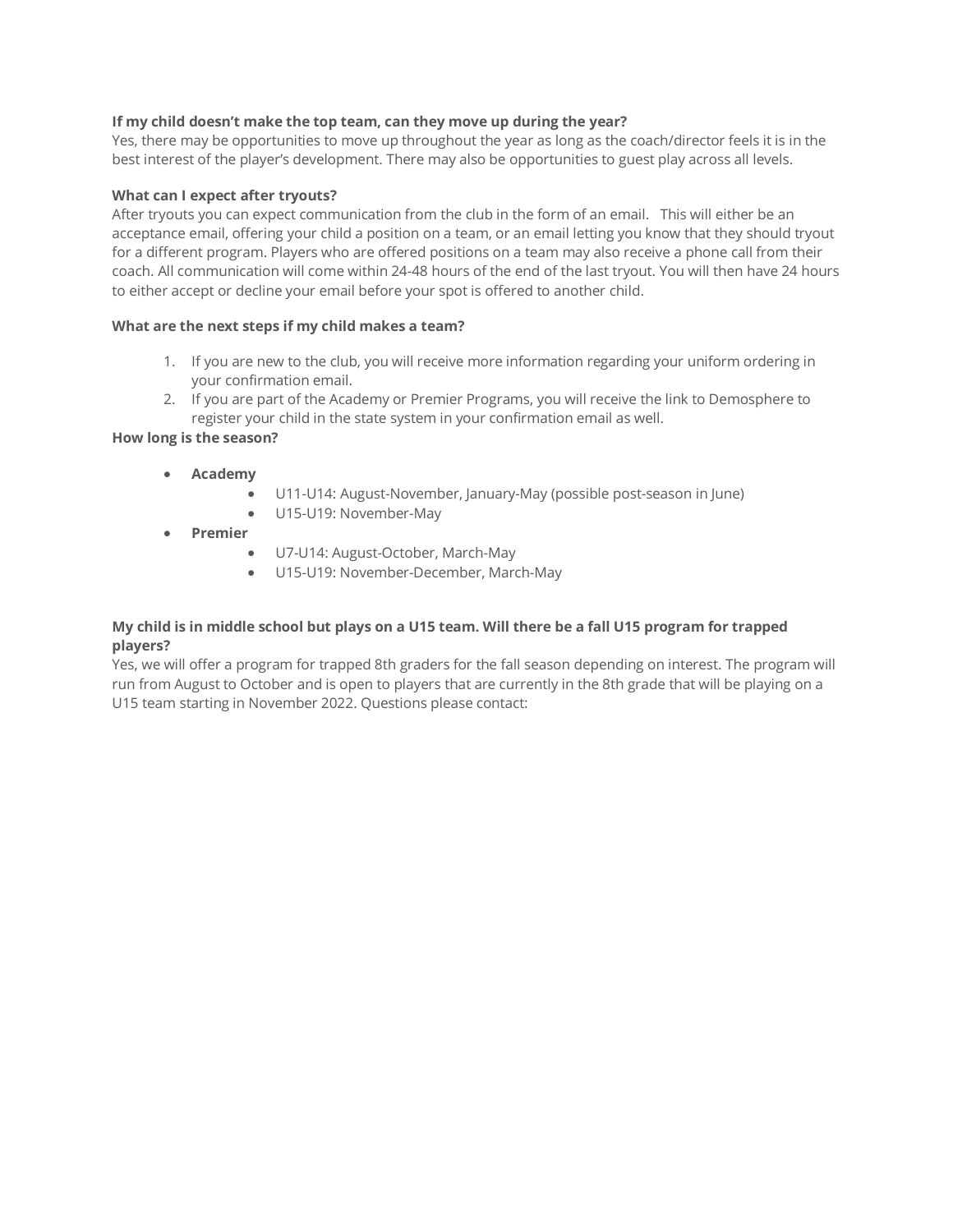**If my child doesn't make the top team, can they move up during the year?**
Yes, there may be opportunities to move up throughout the year as long as the coach/director feels it is in the best interest of the player's development. There may also be opportunities to guest play across all levels.

**What can I expect after tryouts?**
After tryouts you can expect communication from the club in the form of an email. This will either be an acceptance email, offering your child a position on a team, or an email letting you know that they should tryout for a different program. Players who are offered positions on a team may also receive a phone call from their coach. All communication will come within 24-48 hours of the end of the last tryout. You will then have 24 hours to either accept or decline your email before your spot is offered to another child.

**What are the next steps if my child makes a team?**

1. If you are new to the club, you will receive more information regarding your uniform ordering in your confirmation email.
2. If you are part of the Academy or Premier Programs, you will receive the link to Demosphere to register your child in the state system in your confirmation email as well.

**How long is the season?**

- **Academy**
    - U11-U14: August-November, January-May (possible post-season in June)
    - U15-U19: November-May
- **Premier**
    - U7-U14: August-October, March-May
    - U15-U19: November-December, March-May

**My child is in middle school but plays on a U15 team. Will there be a fall U15 program for trapped players?**
Yes, we will offer a program for trapped 8th graders for the fall season depending on interest. The program will run from August to October and is open to players that are currently in the 8th grade that will be playing on a U15 team starting in November 2022. Questions please contact: